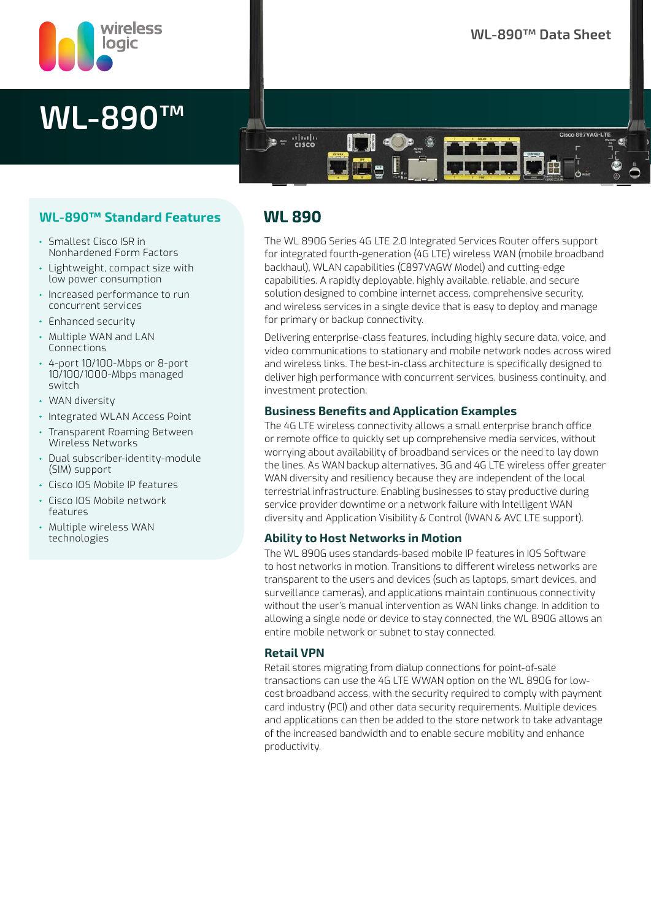# WL-890™

## WL-890™ Standard Features

- Smallest Cisco ISR in Nonhardened Form Factors
- Lightweight, compact size with low power consumption
- Increased performance to run concurrent services
- Enhanced security
- Multiple WAN and LAN Connections
- 4-port 10/100-Mbps or 8-port 10/100/1000-Mbps managed switch
- WAN diversity
- Integrated WLAN Access Point
- Transparent Roaming Between Wireless Networks
- Dual subscriber-identity-module (SIM) support
- Cisco IOS Mobile IP features
- Cisco IOS Mobile network features
- Multiple wireless WAN technologies

## WL 890

The WL 890G Series 4G LTE 2.0 Integrated Services Router offers support for integrated fourth-generation (4G LTE) wireless WAN (mobile broadband backhaul), WLAN capabilities (C897VAGW Model) and cutting-edge capabilities. A rapidly deployable, highly available, reliable, and secure solution designed to combine internet access, comprehensive security, and wireless services in a single device that is easy to deploy and manage for primary or backup connectivity.

Delivering enterprise-class features, including highly secure data, voice, and video communications to stationary and mobile network nodes across wired and wireless links. The best-in-class architecture is specifically designed to deliver high performance with concurrent services, business continuity, and investment protection.

### Business Benefits and Application Examples

The 4G LTE wireless connectivity allows a small enterprise branch office or remote office to quickly set up comprehensive media services, without worrying about availability of broadband services or the need to lay down the lines. As WAN backup alternatives, 3G and 4G LTE wireless offer greater WAN diversity and resiliency because they are independent of the local terrestrial infrastructure. Enabling businesses to stay productive during service provider downtime or a network failure with Intelligent WAN diversity and Application Visibility & Control (IWAN & AVC LTE support).

### Ability to Host Networks in Motion

The WL 890G uses standards-based mobile IP features in IOS Software to host networks in motion. Transitions to different wireless networks are transparent to the users and devices (such as laptops, smart devices, and surveillance cameras), and applications maintain continuous connectivity without the user's manual intervention as WAN links change. In addition to allowing a single node or device to stay connected, the WL 890G allows an entire mobile network or subnet to stay connected.

### Retail VPN

Retail stores migrating from dialup connections for point-of-sale transactions can use the 4G LTE WWAN option on the WL 890G for low-cost broadband access, with the security required to comply with payment card industry (PCI) and other data security requirements. Multiple devices and applications can then be added to the store network to take advantage of the increased bandwidth and to enable secure mobility and enhance productivity.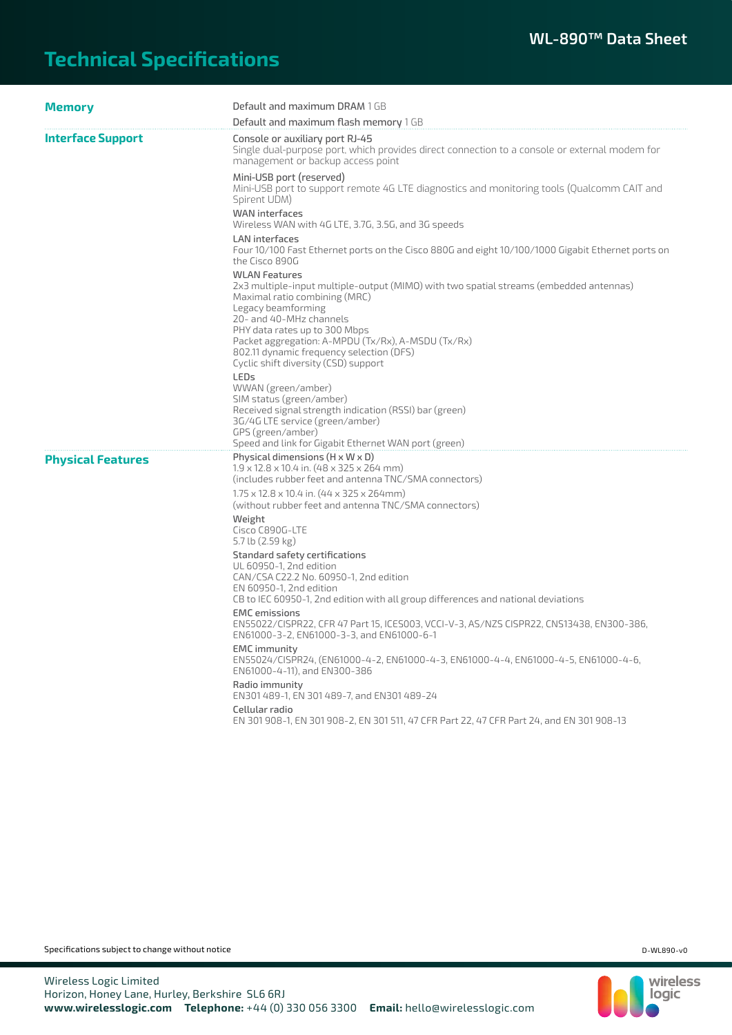## Technical Specifications

### Memory

Default and maximum DRAM 1 GB

Default and maximum flash memory 1 GB

### Interface Support

Console or auxiliary port RJ-45
Single dual-purpose port, which provides direct connection to a console or external modem for management or backup access point

Mini-USB port (reserved)
Mini-USB port to support remote 4G LTE diagnostics and monitoring tools (Qualcomm CAIT and Spirent UDM)

WAN interfaces
Wireless WAN with 4G LTE, 3.7G, 3.5G, and 3G speeds

LAN interfaces
Four 10/100 Fast Ethernet ports on the Cisco 880G and eight 10/100/1000 Gigabit Ethernet ports on the Cisco 890G

WLAN Features
2x3 multiple-input multiple-output (MIMO) with two spatial streams (embedded antennas)
Maximal ratio combining (MRC)
Legacy beamforming
20- and 40-MHz channels
PHY data rates up to 300 Mbps
Packet aggregation: A-MPDU (Tx/Rx), A-MSDU (Tx/Rx)
802.11 dynamic frequency selection (DFS)
Cyclic shift diversity (CSD) support

LEDs
WWAN (green/amber)
SIM status (green/amber)
Received signal strength indication (RSSI) bar (green)
3G/4G LTE service (green/amber)
GPS (green/amber)
Speed and link for Gigabit Ethernet WAN port (green)

### Physical Features

Physical dimensions (H x W x D)
1.9 x 12.8 x 10.4 in. (48 x 325 x 264 mm)
(includes rubber feet and antenna TNC/SMA connectors)

1.75 x 12.8 x 10.4 in. (44 x 325 x 264mm)
(without rubber feet and antenna TNC/SMA connectors)

Weight
Cisco C890G-LTE
5.7 lb (2.59 kg)

Standard safety certifications
UL 60950-1, 2nd edition
CAN/CSA C22.2 No. 60950-1, 2nd edition
EN 60950-1, 2nd edition
CB to IEC 60950-1, 2nd edition with all group differences and national deviations

EMC emissions
EN55022/CISPR22, CFR 47 Part 15, ICES003, VCCI-V-3, AS/NZS CISPR22, CNS13438, EN300-386, EN61000-3-2, EN61000-3-3, and EN61000-6-1

EMC immunity
EN55024/CISPR24, (EN61000-4-2, EN61000-4-3, EN61000-4-4, EN61000-4-5, EN61000-4-6, EN61000-4-11), and EN300-386

Radio immunity
EN301 489-1, EN 301 489-7, and EN301 489-24

Cellular radio
EN 301 908-1, EN 301 908-2, EN 301 511, 47 CFR Part 22, 47 CFR Part 24, and EN 301 908-13

Specifications subject to change without notice

D-WL890-v0

Wireless Logic Limited
Horizon, Honey Lane, Hurley, Berkshire SL6 6RJ
**www.wirelesslogic.com** **Telephone:** +44 (0) 330 056 3300 **Email:** hello@wirelesslogic.com